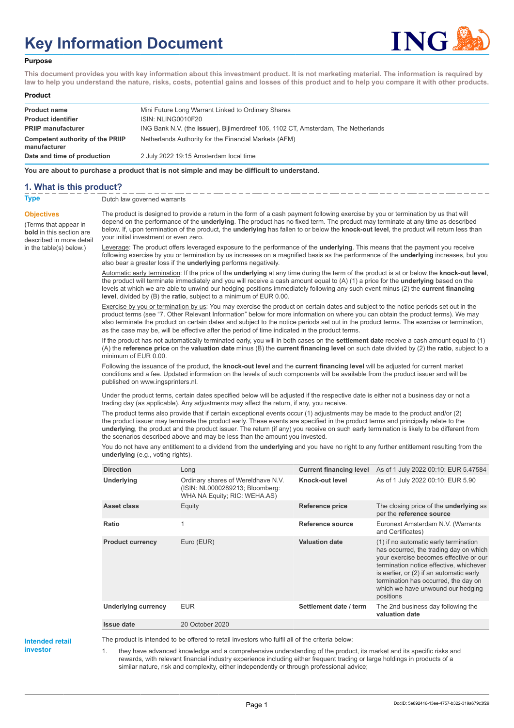# Key Information Document

**Purpose**

**This document provides you with key information about this investment product. It is not marketing material. The information is required by law to help you understand the nature, risks, costs, potential gains and losses of this product and to help you compare it with other products.**

**Product**

| | |
|---|---|
| **Product name** | Mini Future Long Warrant Linked to Ordinary Shares |
| **Product identifier** | ISIN: NLING0010F20 |
| **PRIIP manufacturer** | ING Bank N.V. (the **issuer**), Bijlmerdreef 106, 1102 CT, Amsterdam, The Netherlands |
| **Competent authority of the PRIIP manufacturer** | Netherlands Authority for the Financial Markets (AFM) |
| **Date and time of production** | 2 July 2022 19:15 Amsterdam local time |

**You are about to purchase a product that is not simple and may be difficult to understand.**

## 1. What is this product?

**Type**

Dutch law governed warrants

**Objectives**

(Terms that appear in **bold** in this section are described in more detail in the table(s) below.)

The product is designed to provide a return in the form of a cash payment following exercise by you or termination by us that will depend on the performance of the **underlying**. The product has no fixed term. The product may terminate at any time as described below. If, upon termination of the product, the **underlying** has fallen to or below the **knock-out level**, the product will return less than your initial investment or even zero.

Leverage: The product offers leveraged exposure to the performance of the **underlying**. This means that the payment you receive following exercise by you or termination by us increases on a magnified basis as the performance of the **underlying** increases, but you also bear a greater loss if the **underlying** performs negatively.

Automatic early termination: If the price of the **underlying** at any time during the term of the product is at or below the **knock-out level**, the product will terminate immediately and you will receive a cash amount equal to (A) (1) a price for the **underlying** based on the levels at which we are able to unwind our hedging positions immediately following any such event minus (2) the **current financing level**, divided by (B) the **ratio**, subject to a minimum of EUR 0.00.

Exercise by you or termination by us: You may exercise the product on certain dates and subject to the notice periods set out in the product terms (see "7. Other Relevant Information" below for more information on where you can obtain the product terms). We may also terminate the product on certain dates and subject to the notice periods set out in the product terms. The exercise or termination, as the case may be, will be effective after the period of time indicated in the product terms.

If the product has not automatically terminated early, you will in both cases on the **settlement date** receive a cash amount equal to (1) (A) the **reference price** on the **valuation date** minus (B) the **current financing level** on such date divided by (2) the **ratio**, subject to a minimum of EUR 0.00.

Following the issuance of the product, the **knock-out level** and the **current financing level** will be adjusted for current market conditions and a fee. Updated information on the levels of such components will be available from the product issuer and will be published on www.ingsprinters.nl.

Under the product terms, certain dates specified below will be adjusted if the respective date is either not a business day or not a trading day (as applicable). Any adjustments may affect the return, if any, you receive.

The product terms also provide that if certain exceptional events occur (1) adjustments may be made to the product and/or (2) the product issuer may terminate the product early. These events are specified in the product terms and principally relate to the **underlying**, the product and the product issuer. The return (if any) you receive on such early termination is likely to be different from the scenarios described above and may be less than the amount you invested.

You do not have any entitlement to a dividend from the **underlying** and you have no right to any further entitlement resulting from the **underlying** (e.g., voting rights).

| | | | |
|---|---|---|---|
| **Direction** | Long | **Current financing level** | As of 1 July 2022 00:10: EUR 5.47584 |
| **Underlying** | Ordinary shares of Wereldhave N.V. (ISIN: NL0000289213; Bloomberg: WHA NA Equity; RIC: WEHA.AS) | **Knock-out level** | As of 1 July 2022 00:10: EUR 5.90 |
| **Asset class** | Equity | **Reference price** | The closing price of the **underlying** as per the **reference source** |
| **Ratio** | 1 | **Reference source** | Euronext Amsterdam N.V. (Warrants and Certificates) |
| **Product currency** | Euro (EUR) | **Valuation date** | (1) if no automatic early termination has occurred, the trading day on which your exercise becomes effective or our termination notice effective, whichever is earlier, or (2) if an automatic early termination has occurred, the day on which we have unwound our hedging positions |
| **Underlying currency** | EUR | **Settlement date / term** | The 2nd business day following the **valuation date** |
| **Issue date** | 20 October 2020 | | |

**Intended retail investor**

The product is intended to be offered to retail investors who fulfil all of the criteria below:

1. they have advanced knowledge and a comprehensive understanding of the product, its market and its specific risks and rewards, with relevant financial industry experience including either frequent trading or large holdings in products of a similar nature, risk and complexity, either independently or through professional advice;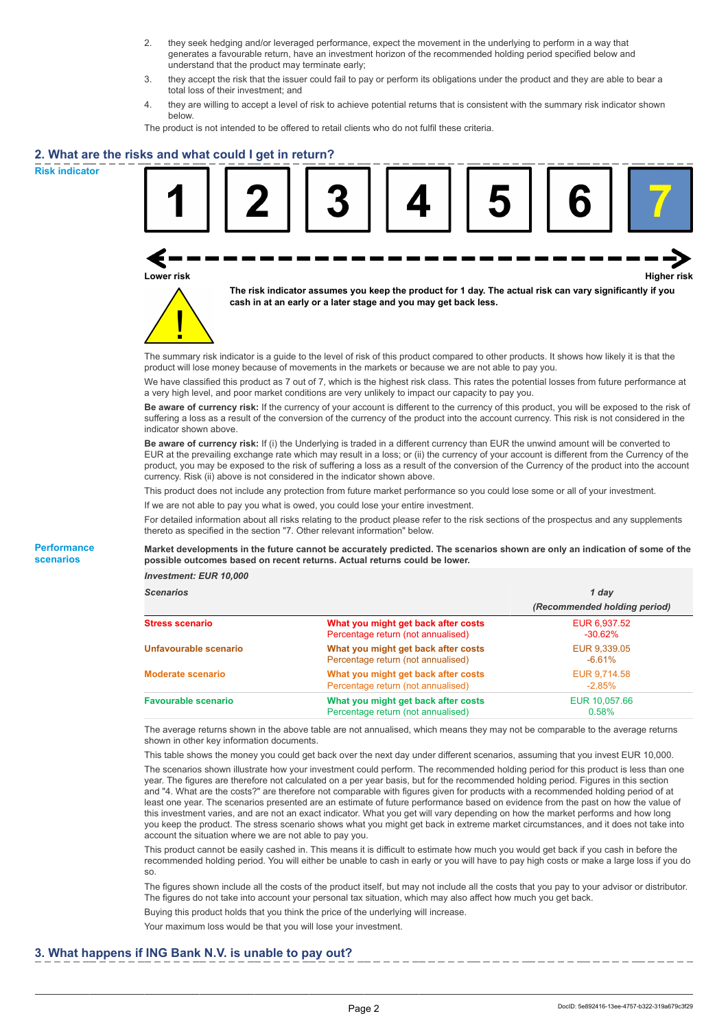2. they seek hedging and/or leveraged performance, expect the movement in the underlying to perform in a way that generates a favourable return, have an investment horizon of the recommended holding period specified below and understand that the product may terminate early;
3. they accept the risk that the issuer could fail to pay or perform its obligations under the product and they are able to bear a total loss of their investment; and
4. they are willing to accept a level of risk to achieve potential returns that is consistent with the summary risk indicator shown below.

The product is not intended to be offered to retail clients who do not fulfil these criteria.

## 2. What are the risks and what could I get in return?

**Risk indicator**

| 1 | 2 | 3 | 4 | 5 | 6 | **7** |
|---|---|---|---|---|---|---|

Lower risk ← → Higher risk

**The risk indicator assumes you keep the product for 1 day. The actual risk can vary significantly if you cash in at an early or a later stage and you may get back less.**

The summary risk indicator is a guide to the level of risk of this product compared to other products. It shows how likely it is that the product will lose money because of movements in the markets or because we are not able to pay you.

We have classified this product as 7 out of 7, which is the highest risk class. This rates the potential losses from future performance at a very high level, and poor market conditions are very unlikely to impact our capacity to pay you.

**Be aware of currency risk:** If the currency of your account is different to the currency of this product, you will be exposed to the risk of suffering a loss as a result of the conversion of the currency of the product into the account currency. This risk is not considered in the indicator shown above.

**Be aware of currency risk:** If (i) the Underlying is traded in a different currency than EUR the unwind amount will be converted to EUR at the prevailing exchange rate which may result in a loss; or (ii) the currency of your account is different from the Currency of the product, you may be exposed to the risk of suffering a loss as a result of the conversion of the Currency of the product into the account currency. Risk (ii) above is not considered in the indicator shown above.

This product does not include any protection from future market performance so you could lose some or all of your investment.

If we are not able to pay you what is owed, you could lose your entire investment.

For detailed information about all risks relating to the product please refer to the risk sections of the prospectus and any supplements thereto as specified in the section "7. Other relevant information" below.

**Performance scenarios**

**Market developments in the future cannot be accurately predicted. The scenarios shown are only an indication of some of the possible outcomes based on recent returns. Actual returns could be lower.**

| *Investment: EUR 10,000* | | |
|---|---|---|
| *Scenarios* | | *1 day* *(Recommended holding period)* |
| **Stress scenario** | **What you might get back after costs** Percentage return (not annualised) | EUR 6,937.52 -30.62% |
| **Unfavourable scenario** | **What you might get back after costs** Percentage return (not annualised) | EUR 9,339.05 -6.61% |
| **Moderate scenario** | **What you might get back after costs** Percentage return (not annualised) | EUR 9,714.58 -2.85% |
| **Favourable scenario** | **What you might get back after costs** Percentage return (not annualised) | EUR 10,057.66 0.58% |

The average returns shown in the above table are not annualised, which means they may not be comparable to the average returns shown in other key information documents.

This table shows the money you could get back over the next day under different scenarios, assuming that you invest EUR 10,000.

The scenarios shown illustrate how your investment could perform. The recommended holding period for this product is less than one year. The figures are therefore not calculated on a per year basis, but for the recommended holding period. Figures in this section and "4. What are the costs?" are therefore not comparable with figures given for products with a recommended holding period of at least one year. The scenarios presented are an estimate of future performance based on evidence from the past on how the value of this investment varies, and are not an exact indicator. What you get will vary depending on how the market performs and how long you keep the product. The stress scenario shows what you might get back in extreme market circumstances, and it does not take into account the situation where we are not able to pay you.

This product cannot be easily cashed in. This means it is difficult to estimate how much you would get back if you cash in before the recommended holding period. You will either be unable to cash in early or you will have to pay high costs or make a large loss if you do so.

The figures shown include all the costs of the product itself, but may not include all the costs that you pay to your advisor or distributor. The figures do not take into account your personal tax situation, which may also affect how much you get back.

Buying this product holds that you think the price of the underlying will increase.

Your maximum loss would be that you will lose your investment.

## 3. What happens if ING Bank N.V. is unable to pay out?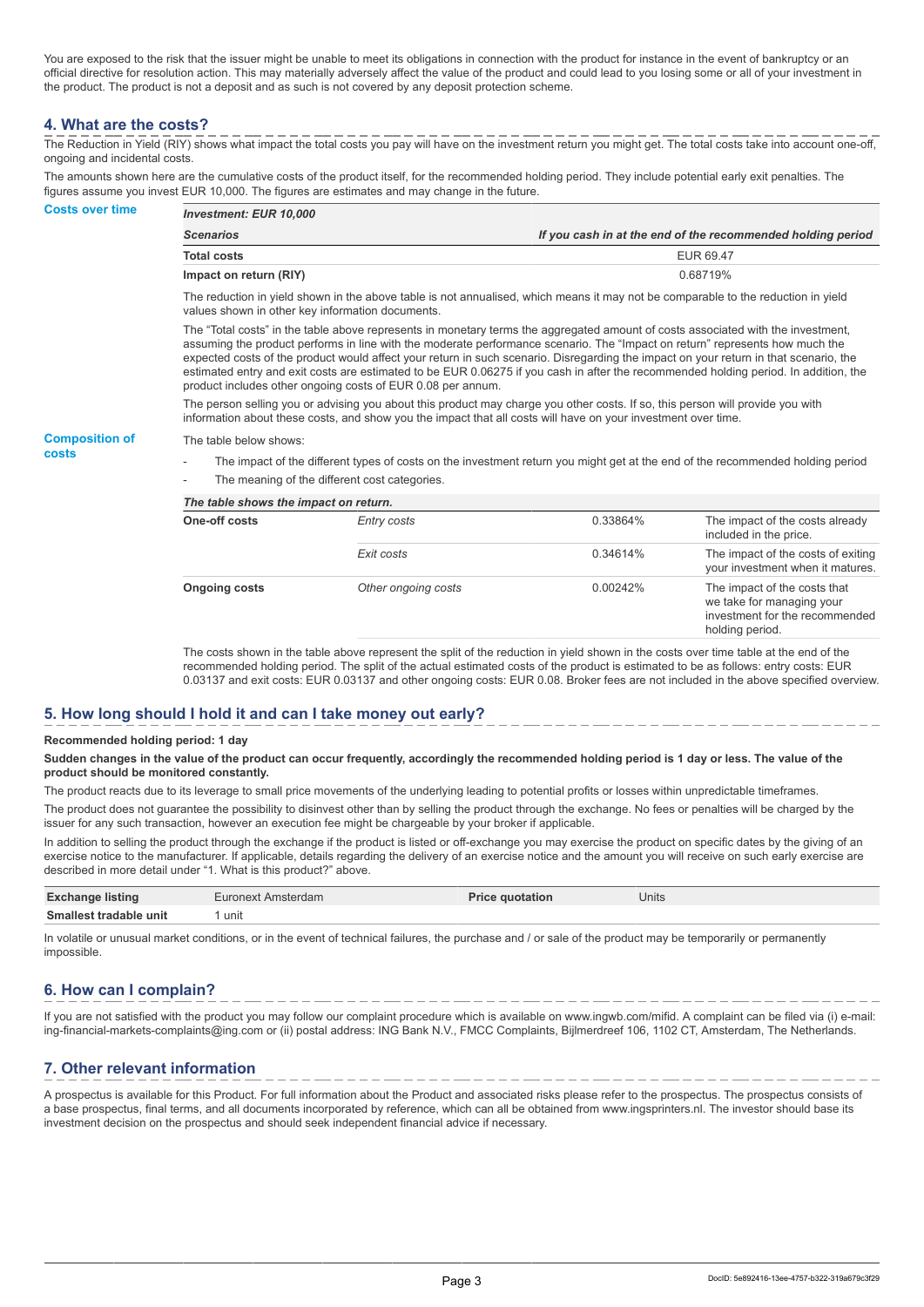You are exposed to the risk that the issuer might be unable to meet its obligations in connection with the product for instance in the event of bankruptcy or an official directive for resolution action. This may materially adversely affect the value of the product and could lead to you losing some or all of your investment in the product. The product is not a deposit and as such is not covered by any deposit protection scheme.

## 4. What are the costs?

The Reduction in Yield (RIY) shows what impact the total costs you pay will have on the investment return you might get. The total costs take into account one-off, ongoing and incidental costs.

The amounts shown here are the cumulative costs of the product itself, for the recommended holding period. They include potential early exit penalties. The figures assume you invest EUR 10,000. The figures are estimates and may change in the future.

### Costs over time

| *Investment: EUR 10,000* | |
|---|---|
| ***Scenarios*** | ***If you cash in at the end of the recommended holding period*** |
| **Total costs** | EUR 69.47 |
| **Impact on return (RIY)** | 0.68719% |

The reduction in yield shown in the above table is not annualised, which means it may not be comparable to the reduction in yield values shown in other key information documents.

The "Total costs" in the table above represents in monetary terms the aggregated amount of costs associated with the investment, assuming the product performs in line with the moderate performance scenario. The "Impact on return" represents how much the expected costs of the product would affect your return in such scenario. Disregarding the impact on your return in that scenario, the estimated entry and exit costs are estimated to be EUR 0.06275 if you cash in after the recommended holding period. In addition, the product includes other ongoing costs of EUR 0.08 per annum.

The person selling you or advising you about this product may charge you other costs. If so, this person will provide you with information about these costs, and show you the impact that all costs will have on your investment over time.

### Composition of costs

The table below shows:

- The impact of the different types of costs on the investment return you might get at the end of the recommended holding period
- The meaning of the different cost categories.

| *The table shows the impact on return.* | | | |
|---|---|---|---|
| **One-off costs** | *Entry costs* | 0.33864% | The impact of the costs already included in the price. |
| | *Exit costs* | 0.34614% | The impact of the costs of exiting your investment when it matures. |
| **Ongoing costs** | *Other ongoing costs* | 0.00242% | The impact of the costs that we take for managing your investment for the recommended holding period. |

The costs shown in the table above represent the split of the reduction in yield shown in the costs over time table at the end of the recommended holding period. The split of the actual estimated costs of the product is estimated to be as follows: entry costs: EUR 0.03137 and exit costs: EUR 0.03137 and other ongoing costs: EUR 0.08. Broker fees are not included in the above specified overview.

## 5. How long should I hold it and can I take money out early?

**Recommended holding period: 1 day**

**Sudden changes in the value of the product can occur frequently, accordingly the recommended holding period is 1 day or less. The value of the product should be monitored constantly.**

The product reacts due to its leverage to small price movements of the underlying leading to potential profits or losses within unpredictable timeframes.

The product does not guarantee the possibility to disinvest other than by selling the product through the exchange. No fees or penalties will be charged by the issuer for any such transaction, however an execution fee might be chargeable by your broker if applicable.

In addition to selling the product through the exchange if the product is listed or off-exchange you may exercise the product on specific dates by the giving of an exercise notice to the manufacturer. If applicable, details regarding the delivery of an exercise notice and the amount you will receive on such early exercise are described in more detail under "1. What is this product?" above.

| | | | |
|---|---|---|---|
| **Exchange listing** | Euronext Amsterdam | **Price quotation** | Units |
| **Smallest tradable unit** | 1 unit | | |

In volatile or unusual market conditions, or in the event of technical failures, the purchase and / or sale of the product may be temporarily or permanently impossible.

## 6. How can I complain?

If you are not satisfied with the product you may follow our complaint procedure which is available on www.ingwb.com/mifid. A complaint can be filed via (i) e-mail: ing-financial-markets-complaints@ing.com or (ii) postal address: ING Bank N.V., FMCC Complaints, Bijlmerdreef 106, 1102 CT, Amsterdam, The Netherlands.

## 7. Other relevant information

A prospectus is available for this Product. For full information about the Product and associated risks please refer to the prospectus. The prospectus consists of a base prospectus, final terms, and all documents incorporated by reference, which can all be obtained from www.ingsprinters.nl. The investor should base its investment decision on the prospectus and should seek independent financial advice if necessary.